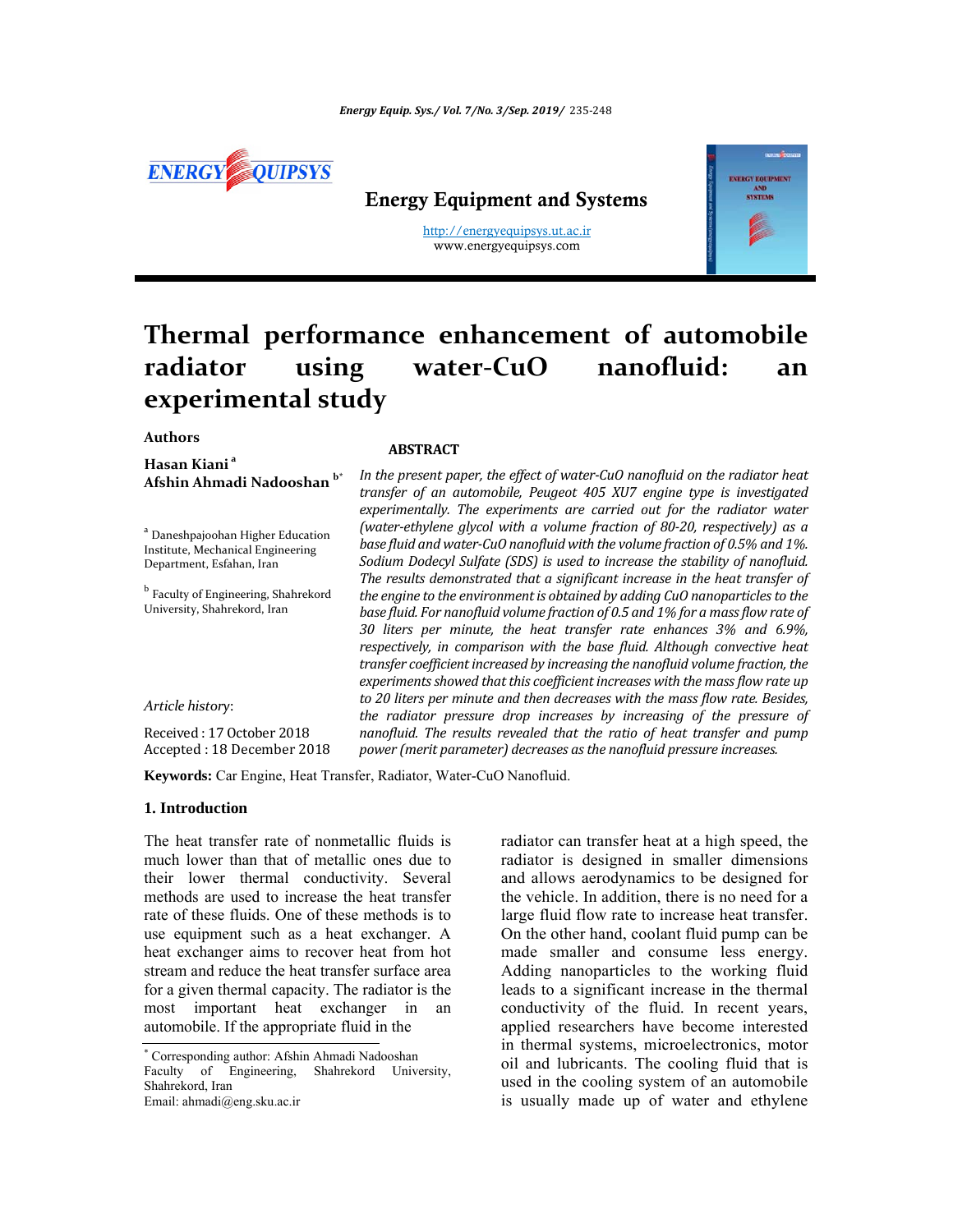ENERGY EQUIPSYS

Energy Equipment and Systems

http://energyequipsys.ut.ac.ir
www.energyequipsys.com

# Thermal performance enhancement of automobile radiator using water-CuO nanofluid: an experimental study

**Authors**

**Hasan Kiani** [a]
**Afshin Ahmadi Nadooshan** [b*]

[a] Daneshpajoohan Higher Education Institute, Mechanical Engineering Department, Esfahan, Iran

[b] Faculty of Engineering, Shahrekord University, Shahrekord, Iran

*Article history*:

Received : 17 October 2018
Accepted : 18 December 2018

**ABSTRACT**

*In the present paper, the effect of water-CuO nanofluid on the radiator heat transfer of an automobile, Peugeot 405 XU7 engine type is investigated experimentally. The experiments are carried out for the radiator water (water-ethylene glycol with a volume fraction of 80-20, respectively) as a base fluid and water-CuO nanofluid with the volume fraction of 0.5% and 1%. Sodium Dodecyl Sulfate (SDS) is used to increase the stability of nanofluid. The results demonstrated that a significant increase in the heat transfer of the engine to the environment is obtained by adding CuO nanoparticles to the base fluid. For nanofluid volume fraction of 0.5 and 1% for a mass flow rate of 30 liters per minute, the heat transfer rate enhances 3% and 6.9%, respectively, in comparison with the base fluid. Although convective heat transfer coefficient increased by increasing the nanofluid volume fraction, the experiments showed that this coefficient increases with the mass flow rate up to 20 liters per minute and then decreases with the mass flow rate. Besides, the radiator pressure drop increases by increasing of the pressure of nanofluid. The results revealed that the ratio of heat transfer and pump power (merit parameter) decreases as the nanofluid pressure increases.*

**Keywords:** Car Engine, Heat Transfer, Radiator, Water-CuO Nanofluid.

## 1. Introduction

The heat transfer rate of nonmetallic fluids is much lower than that of metallic ones due to their lower thermal conductivity. Several methods are used to increase the heat transfer rate of these fluids. One of these methods is to use equipment such as a heat exchanger. A heat exchanger aims to recover heat from hot stream and reduce the heat transfer surface area for a given thermal capacity. The radiator is the most important heat exchanger in an automobile. If the appropriate fluid in the radiator can transfer heat at a high speed, the radiator is designed in smaller dimensions and allows aerodynamics to be designed for the vehicle. In addition, there is no need for a large fluid flow rate to increase heat transfer. On the other hand, coolant fluid pump can be made smaller and consume less energy. Adding nanoparticles to the working fluid leads to a significant increase in the thermal conductivity of the fluid. In recent years, applied researchers have become interested in thermal systems, microelectronics, motor oil and lubricants. The cooling fluid that is used in the cooling system of an automobile is usually made up of water and ethylene

* Corresponding author: Afshin Ahmadi Nadooshan
Faculty of Engineering, Shahrekord University, Shahrekord, Iran
Email: ahmadi@eng.sku.ac.ir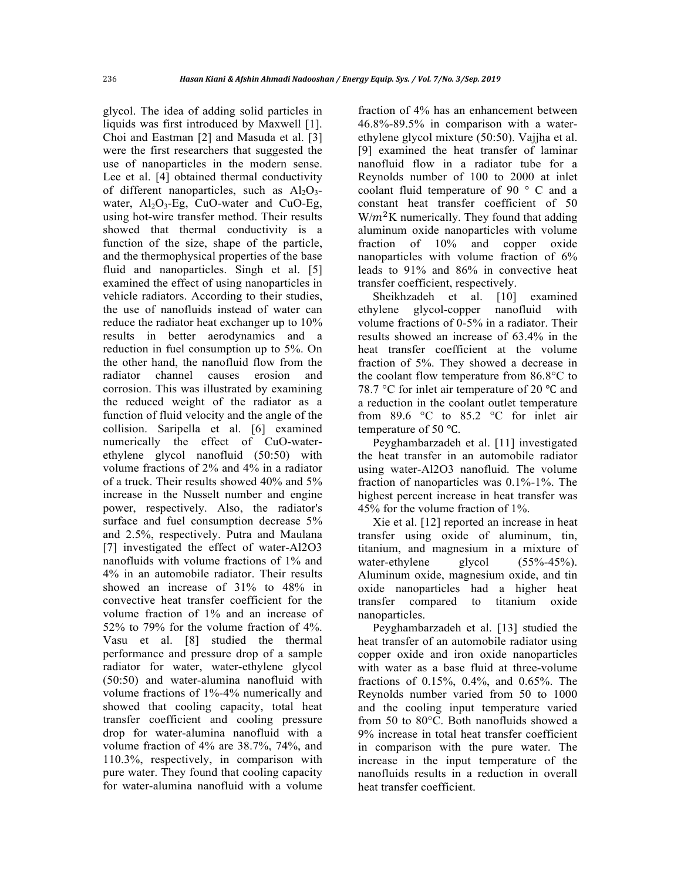glycol. The idea of adding solid particles in liquids was first introduced by Maxwell [1]. Choi and Eastman [2] and Masuda et al. [3] were the first researchers that suggested the use of nanoparticles in the modern sense. Lee et al. [4] obtained thermal conductivity of different nanoparticles, such as $Al_2O_3$-water, $Al_2O_3$-Eg, CuO-water and CuO-Eg, using hot-wire transfer method. Their results showed that thermal conductivity is a function of the size, shape of the particle, and the thermophysical properties of the base fluid and nanoparticles. Singh et al. [5] examined the effect of using nanoparticles in vehicle radiators. According to their studies, the use of nanofluids instead of water can reduce the radiator heat exchanger up to 10% results in better aerodynamics and a reduction in fuel consumption up to 5%. On the other hand, the nanofluid flow from the radiator channel causes erosion and corrosion. This was illustrated by examining the reduced weight of the radiator as a function of fluid velocity and the angle of the collision. Saripella et al. [6] examined numerically the effect of CuO-water-ethylene glycol nanofluid (50:50) with volume fractions of 2% and 4% in a radiator of a truck. Their results showed 40% and 5% increase in the Nusselt number and engine power, respectively. Also, the radiator's surface and fuel consumption decrease 5% and 2.5%, respectively. Putra and Maulana [7] investigated the effect of water-Al2O3 nanofluids with volume fractions of 1% and 4% in an automobile radiator. Their results showed an increase of 31% to 48% in convective heat transfer coefficient for the volume fraction of 1% and an increase of 52% to 79% for the volume fraction of 4%. Vasu et al. [8] studied the thermal performance and pressure drop of a sample radiator for water, water-ethylene glycol (50:50) and water-alumina nanofluid with volume fractions of 1%-4% numerically and showed that cooling capacity, total heat transfer coefficient and cooling pressure drop for water-alumina nanofluid with a volume fraction of 4% are 38.7%, 74%, and 110.3%, respectively, in comparison with pure water. They found that cooling capacity for water-alumina nanofluid with a volume fraction of 4% has an enhancement between 46.8%-89.5% in comparison with a water-ethylene glycol mixture (50:50). Vajjha et al. [9] examined the heat transfer of laminar nanofluid flow in a radiator tube for a Reynolds number of 100 to 2000 at inlet coolant fluid temperature of 90 ° C and a constant heat transfer coefficient of 50 $W/m^2K$ numerically. They found that adding aluminum oxide nanoparticles with volume fraction of 10% and copper oxide nanoparticles with volume fraction of 6% leads to 91% and 86% in convective heat transfer coefficient, respectively.

Sheikhzadeh et al. [10] examined ethylene glycol-copper nanofluid with volume fractions of 0-5% in a radiator. Their results showed an increase of 63.4% in the heat transfer coefficient at the volume fraction of 5%. They showed a decrease in the coolant flow temperature from 86.8°C to 78.7 °C for inlet air temperature of 20 ℃ and a reduction in the coolant outlet temperature from 89.6 °C to 85.2 °C for inlet air temperature of 50 ℃.

Peyghambarzadeh et al. [11] investigated the heat transfer in an automobile radiator using water-Al2O3 nanofluid. The volume fraction of nanoparticles was 0.1%-1%. The highest percent increase in heat transfer was 45% for the volume fraction of 1%.

Xie et al. [12] reported an increase in heat transfer using oxide of aluminum, tin, titanium, and magnesium in a mixture of water-ethylene glycol (55%-45%). Aluminum oxide, magnesium oxide, and tin oxide nanoparticles had a higher heat transfer compared to titanium oxide nanoparticles.

Peyghambarzadeh et al. [13] studied the heat transfer of an automobile radiator using copper oxide and iron oxide nanoparticles with water as a base fluid at three-volume fractions of 0.15%, 0.4%, and 0.65%. The Reynolds number varied from 50 to 1000 and the cooling input temperature varied from 50 to 80°C. Both nanofluids showed a 9% increase in total heat transfer coefficient in comparison with the pure water. The increase in the input temperature of the nanofluids results in a reduction in overall heat transfer coefficient.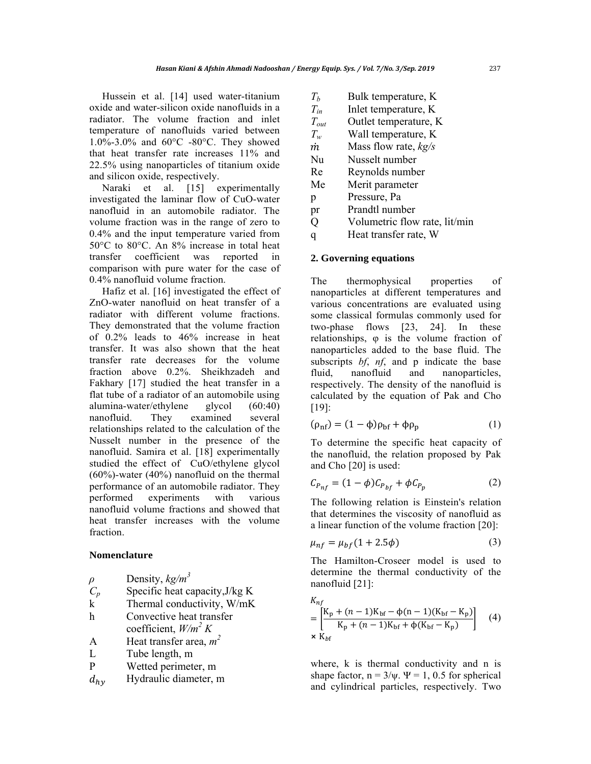Hussein et al. [14] used water-titanium oxide and water-silicon oxide nanofluids in a radiator. The volume fraction and inlet temperature of nanofluids varied between 1.0%-3.0% and 60°C -80°C. They showed that heat transfer rate increases 11% and 22.5% using nanoparticles of titanium oxide and silicon oxide, respectively.

Naraki et al. [15] experimentally investigated the laminar flow of CuO-water nanofluid in an automobile radiator. The volume fraction was in the range of zero to 0.4% and the input temperature varied from 50°C to 80°C. An 8% increase in total heat transfer coefficient was reported in comparison with pure water for the case of 0.4% nanofluid volume fraction.

Hafiz et al. [16] investigated the effect of ZnO-water nanofluid on heat transfer of a radiator with different volume fractions. They demonstrated that the volume fraction of 0.2% leads to 46% increase in heat transfer. It was also shown that the heat transfer rate decreases for the volume fraction above 0.2%. Sheikhzadeh and Fakhary [17] studied the heat transfer in a flat tube of a radiator of an automobile using alumina-water/ethylene glycol (60:40) nanofluid. They examined several relationships related to the calculation of the Nusselt number in the presence of the nanofluid. Samira et al. [18] experimentally studied the effect of CuO/ethylene glycol (60%)-water (40%) nanofluid on the thermal performance of an automobile radiator. They performed experiments with various nanofluid volume fractions and showed that heat transfer increases with the volume fraction.

### Nomenclature

| | |
|---|---|
| $\rho$ | Density, *kg/m*$^3$ |
| $C_p$ | Specific heat capacity,J/kg K |
| k | Thermal conductivity, W/mK |
| h | Convective heat transfer coefficient, *W/m*$^2$ *K* |
| A | Heat transfer area, *m*$^2$ |
| L | Tube length, m |
| P | Wetted perimeter, m |
| $d_{hy}$ | Hydraulic diameter, m |
| $T_b$ | Bulk temperature, K |
| $T_{in}$ | Inlet temperature, K |
| $T_{out}$ | Outlet temperature, K |
| $T_w$ | Wall temperature, K |
| $\dot{m}$ | Mass flow rate, *kg/s* |
| Nu | Nusselt number |
| Re | Reynolds number |
| Me | Merit parameter |
| p | Pressure, Pa |
| pr | Prandtl number |
| Q | Volumetric flow rate, lit/min |
| q | Heat transfer rate, W |

## 2. Governing equations

The thermophysical properties of nanoparticles at different temperatures and various concentrations are evaluated using some classical formulas commonly used for two-phase flows [23, 24]. In these relationships, φ is the volume fraction of nanoparticles added to the base fluid. The subscripts *bf*, *nf*, and p indicate the base fluid, nanofluid and nanoparticles, respectively. The density of the nanofluid is calculated by the equation of Pak and Cho [19]:

$$(\rho_{\mathrm{nf}}) = (1-\phi)\rho_{\mathrm{bf}} + \phi\rho_{\mathrm{p}} \tag{1}$$

To determine the specific heat capacity of the nanofluid, the relation proposed by Pak and Cho [20] is used:

$$C_{P_{nf}} = (1-\phi)C_{P_{bf}} + \phi C_{P_p} \tag{2}$$

The following relation is Einstein's relation that determines the viscosity of nanofluid as a linear function of the volume fraction [20]:

$$\mu_{nf} = \mu_{bf}(1+2.5\phi) \tag{3}$$

The Hamilton-Croseer model is used to determine the thermal conductivity of the nanofluid [21]:

$$K_{nf} = \left[\frac{\mathrm{K_p} + (n-1)\mathrm{K_{bf}} - \phi(\mathrm{n}-1)(\mathrm{K_{bf}} - \mathrm{K_p})}{\mathrm{K_p} + (n-1)\mathrm{K_{bf}} + \phi(\mathrm{K_{bf}} - \mathrm{K_p})}\right] \times \mathrm{K}_{bf} \tag{4}$$

where, k is thermal conductivity and n is shape factor, n = 3/ψ. Ψ = 1, 0.5 for spherical and cylindrical particles, respectively. Two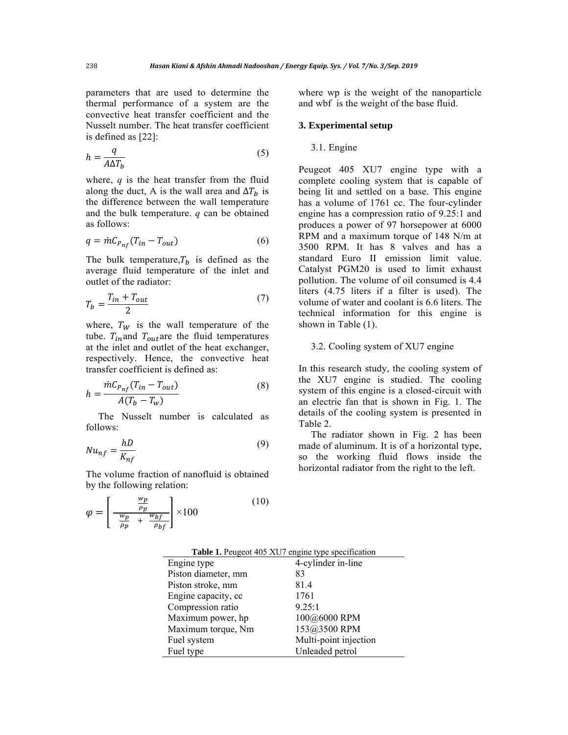parameters that are used to determine the thermal performance of a system are the convective heat transfer coefficient and the Nusselt number. The heat transfer coefficient is defined as [22]:

$$h = \frac{q}{A\Delta T_b} \tag{5}$$

where, $q$ is the heat transfer from the fluid along the duct, A is the wall area and $\Delta T_b$ is the difference between the wall temperature and the bulk temperature. $q$ can be obtained as follows:

$$q = \dot{m}C_{P_{nf}}(T_{in} - T_{out}) \tag{6}$$

The bulk temperature, $T_b$ is defined as the average fluid temperature of the inlet and outlet of the radiator:

$$T_b = \frac{T_{in} + T_{out}}{2} \tag{7}$$

where, $T_W$ is the wall temperature of the tube. $T_{in}$ and $T_{out}$ are the fluid temperatures at the inlet and outlet of the heat exchanger, respectively. Hence, the convective heat transfer coefficient is defined as:

$$h = \frac{\dot{m}C_{P_{nf}}(T_{in} - T_{out})}{A(T_b - T_w)} \tag{8}$$

The Nusselt number is calculated as follows:

$$Nu_{nf} = \frac{hD}{K_{nf}} \tag{9}$$

The volume fraction of nanofluid is obtained by the following relation:

$$\varphi = \left[ \frac{\frac{w_p}{\rho_p}}{\frac{w_p}{\rho_p} + \frac{w_{bf}}{\rho_{bf}}} \right] \times 100 \tag{10}$$

where wp is the weight of the nanoparticle and wbf is the weight of the base fluid.

## 3. Experimental setup

### 3.1. Engine

Peugeot 405 XU7 engine type with a complete cooling system that is capable of being lit and settled on a base. This engine has a volume of 1761 cc. The four-cylinder engine has a compression ratio of 9.25:1 and produces a power of 97 horsepower at 6000 RPM and a maximum torque of 148 N/m at 3500 RPM. It has 8 valves and has a standard Euro II emission limit value. Catalyst PGM20 is used to limit exhaust pollution. The volume of oil consumed is 4.4 liters (4.75 liters if a filter is used). The volume of water and coolant is 6.6 liters. The technical information for this engine is shown in Table (1).

### 3.2. Cooling system of XU7 engine

In this research study, the cooling system of the XU7 engine is studied. The cooling system of this engine is a closed-circuit with an electric fan that is shown in Fig. 1. The details of the cooling system is presented in Table 2.

The radiator shown in Fig. 2 has been made of aluminum. It is of a horizontal type, so the working fluid flows inside the horizontal radiator from the right to the left.

**Table 1.** Peugeot 405 XU7 engine type specification

| | |
|---|---|
| Engine type | 4-cylinder in-line |
| Piston diameter, mm | 83 |
| Piston stroke, mm | 81.4 |
| Engine capacity, cc | 1761 |
| Compression ratio | 9.25:1 |
| Maximum power, hp | 100@6000 RPM |
| Maximum torque, Nm | 153@3500 RPM |
| Fuel system | Multi-point injection |
| Fuel type | Unleaded petrol |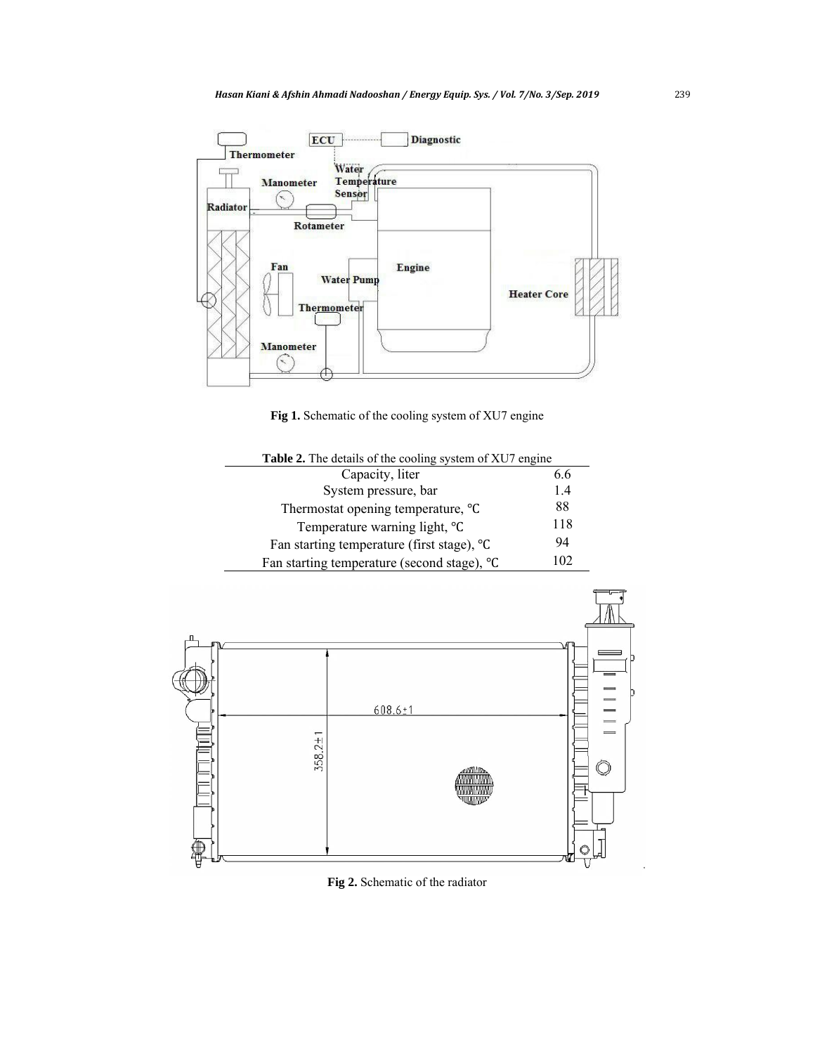Fig 1. Schematic of the cooling system of XU7 engine

**Table 2.** The details of the cooling system of XU7 engine

| | |
|---|---|
| Capacity, liter | 6.6 |
| System pressure, bar | 1.4 |
| Thermostat opening temperature, ℃ | 88 |
| Temperature warning light, ℃ | 118 |
| Fan starting temperature (first stage), ℃ | 94 |
| Fan starting temperature (second stage), ℃ | 102 |

Fig 2. Schematic of the radiator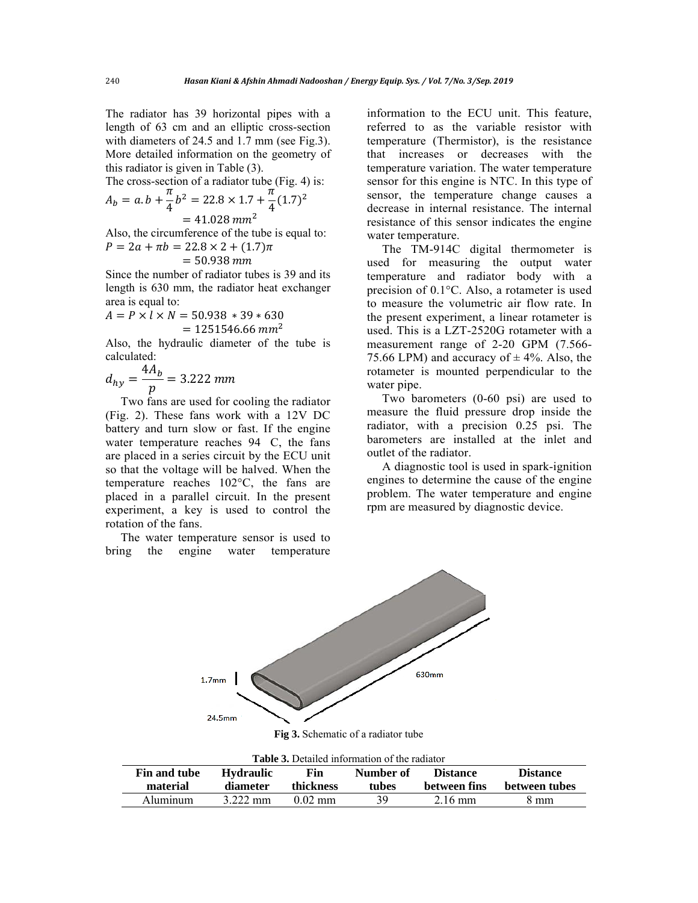The radiator has 39 horizontal pipes with a length of 63 cm and an elliptic cross-section with diameters of 24.5 and 1.7 mm (see Fig.3). More detailed information on the geometry of this radiator is given in Table (3).

The cross-section of a radiator tube (Fig. 4) is:

$$A_b = a.b + \frac{\pi}{4}b^2 = 22.8 \times 1.7 + \frac{\pi}{4}(1.7)^2 = 41.028\ mm^2$$

Also, the circumference of the tube is equal to:

$$P = 2a + \pi b = 22.8 \times 2 + (1.7)\pi = 50.938\ mm$$

Since the number of radiator tubes is 39 and its length is 630 mm, the radiator heat exchanger area is equal to:

$$A = P \times l \times N = 50.938\ * 39 * 630 = 1251546.66\ mm^2$$

Also, the hydraulic diameter of the tube is calculated:

$$d_{hy} = \frac{4A_b}{p} = 3.222\ mm$$

Two fans are used for cooling the radiator (Fig. 2). These fans work with a 12V DC battery and turn slow or fast. If the engine water temperature reaches 94 C, the fans are placed in a series circuit by the ECU unit so that the voltage will be halved. When the temperature reaches 102°C, the fans are placed in a parallel circuit. In the present experiment, a key is used to control the rotation of the fans.

The water temperature sensor is used to bring the engine water temperature information to the ECU unit. This feature, referred to as the variable resistor with temperature (Thermistor), is the resistance that increases or decreases with the temperature variation. The water temperature sensor for this engine is NTC. In this type of sensor, the temperature change causes a decrease in internal resistance. The internal resistance of this sensor indicates the engine water temperature.

The TM-914C digital thermometer is used for measuring the output water temperature and radiator body with a precision of 0.1°C. Also, a rotameter is used to measure the volumetric air flow rate. In the present experiment, a linear rotameter is used. This is a LZT-2520G rotameter with a measurement range of 2-20 GPM (7.566-75.66 LPM) and accuracy of ± 4%. Also, the rotameter is mounted perpendicular to the water pipe.

Two barometers (0-60 psi) are used to measure the fluid pressure drop inside the radiator, with a precision 0.25 psi. The barometers are installed at the inlet and outlet of the radiator.

A diagnostic tool is used in spark-ignition engines to determine the cause of the engine problem. The water temperature and engine rpm are measured by diagnostic device.

**Fig 3.** Schematic of a radiator tube

**Table 3.** Detailed information of the radiator

| Fin and tube material | Hydraulic diameter | Fin thickness | Number of tubes | Distance between fins | Distance between tubes |
|---|---|---|---|---|---|
| Aluminum | 3.222 mm | 0.02 mm | 39 | 2.16 mm | 8 mm |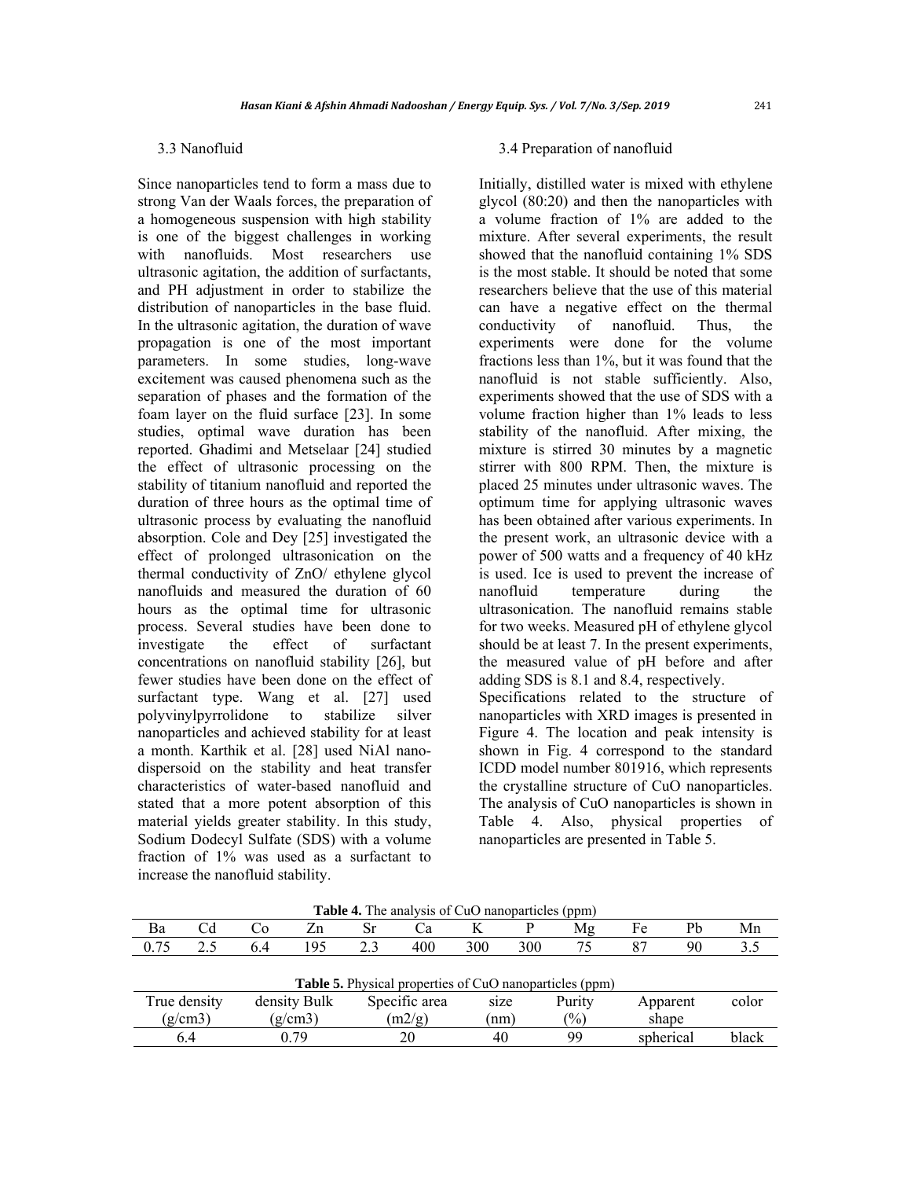### 3.3 Nanofluid

Since nanoparticles tend to form a mass due to strong Van der Waals forces, the preparation of a homogeneous suspension with high stability is one of the biggest challenges in working with nanofluids. Most researchers use ultrasonic agitation, the addition of surfactants, and PH adjustment in order to stabilize the distribution of nanoparticles in the base fluid. In the ultrasonic agitation, the duration of wave propagation is one of the most important parameters. In some studies, long-wave excitement was caused phenomena such as the separation of phases and the formation of the foam layer on the fluid surface [23]. In some studies, optimal wave duration has been reported. Ghadimi and Metselaar [24] studied the effect of ultrasonic processing on the stability of titanium nanofluid and reported the duration of three hours as the optimal time of ultrasonic process by evaluating the nanofluid absorption. Cole and Dey [25] investigated the effect of prolonged ultrasonication on the thermal conductivity of ZnO/ ethylene glycol nanofluids and measured the duration of 60 hours as the optimal time for ultrasonic process. Several studies have been done to investigate the effect of surfactant concentrations on nanofluid stability [26], but fewer studies have been done on the effect of surfactant type. Wang et al. [27] used polyvinylpyrrolidone to stabilize silver nanoparticles and achieved stability for at least a month. Karthik et al. [28] used NiAl nano-dispersoid on the stability and heat transfer characteristics of water-based nanofluid and stated that a more potent absorption of this material yields greater stability. In this study, Sodium Dodecyl Sulfate (SDS) with a volume fraction of 1% was used as a surfactant to increase the nanofluid stability.

### 3.4 Preparation of nanofluid

Initially, distilled water is mixed with ethylene glycol (80:20) and then the nanoparticles with a volume fraction of 1% are added to the mixture. After several experiments, the result showed that the nanofluid containing 1% SDS is the most stable. It should be noted that some researchers believe that the use of this material can have a negative effect on the thermal conductivity of nanofluid. Thus, the experiments were done for the volume fractions less than 1%, but it was found that the nanofluid is not stable sufficiently. Also, experiments showed that the use of SDS with a volume fraction higher than 1% leads to less stability of the nanofluid. After mixing, the mixture is stirred 30 minutes by a magnetic stirrer with 800 RPM. Then, the mixture is placed 25 minutes under ultrasonic waves. The optimum time for applying ultrasonic waves has been obtained after various experiments. In the present work, an ultrasonic device with a power of 500 watts and a frequency of 40 kHz is used. Ice is used to prevent the increase of nanofluid temperature during the ultrasonication. The nanofluid remains stable for two weeks. Measured pH of ethylene glycol should be at least 7. In the present experiments, the measured value of pH before and after adding SDS is 8.1 and 8.4, respectively.

Specifications related to the structure of nanoparticles with XRD images is presented in Figure 4. The location and peak intensity is shown in Fig. 4 correspond to the standard ICDD model number 801916, which represents the crystalline structure of CuO nanoparticles. The analysis of CuO nanoparticles is shown in Table 4. Also, physical properties of nanoparticles are presented in Table 5.

**Table 4.** The analysis of CuO nanoparticles (ppm)

| Ba | Cd | Co | Zn | Sr | Ca | K | P | Mg | Fe | Pb | Mn |
|---|---|---|---|---|---|---|---|---|---|---|---|
| 0.75 | 2.5 | 6.4 | 195 | 2.3 | 400 | 300 | 300 | 75 | 87 | 90 | 3.5 |

**Table 5.** Physical properties of CuO nanoparticles (ppm)

| True density (g/cm3) | density Bulk (g/cm3) | Specific area (m2/g) | size (nm) | Purity (%) | Apparent shape | color |
|---|---|---|---|---|---|---|
| 6.4 | 0.79 | 20 | 40 | 99 | spherical | black |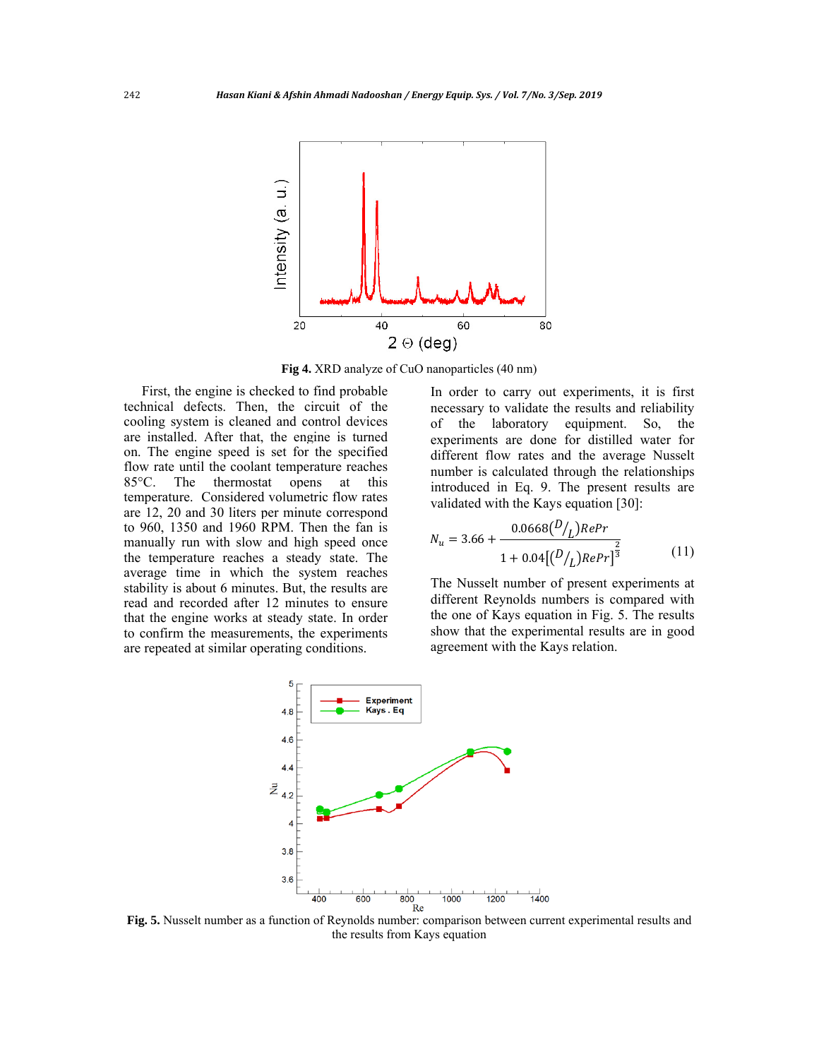Fig 4. XRD analyze of CuO nanoparticles (40 nm)

First, the engine is checked to find probable technical defects. Then, the circuit of the cooling system is cleaned and control devices are installed. After that, the engine is turned on. The engine speed is set for the specified flow rate until the coolant temperature reaches 85°C. The thermostat opens at this temperature. Considered volumetric flow rates are 12, 20 and 30 liters per minute correspond to 960, 1350 and 1960 RPM. Then the fan is manually run with slow and high speed once the temperature reaches a steady state. The average time in which the system reaches stability is about 6 minutes. But, the results are read and recorded after 12 minutes to ensure that the engine works at steady state. In order to confirm the measurements, the experiments are repeated at similar operating conditions.

In order to carry out experiments, it is first necessary to validate the results and reliability of the laboratory equipment. So, the experiments are done for distilled water for different flow rates and the average Nusselt number is calculated through the relationships introduced in Eq. 9. The present results are validated with the Kays equation [30]:

$$N_u = 3.66 + \frac{0.0668\left(D/_L\right)RePr}{1 + 0.04\left[\left(D/_L\right)RePr\right]^{\frac{2}{3}}} \tag{11}$$

The Nusselt number of present experiments at different Reynolds numbers is compared with the one of Kays equation in Fig. 5. The results show that the experimental results are in good agreement with the Kays relation.

**Fig. 5.** Nusselt number as a function of Reynolds number: comparison between current experimental results and the results from Kays equation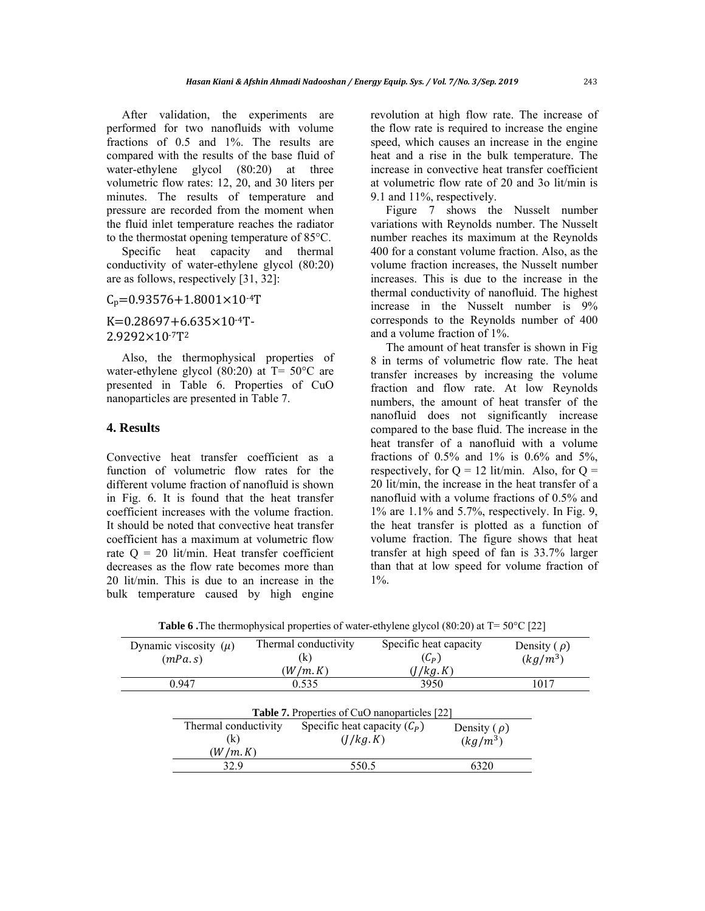After validation, the experiments are performed for two nanofluids with volume fractions of 0.5 and 1%. The results are compared with the results of the base fluid of water-ethylene glycol (80:20) at three volumetric flow rates: 12, 20, and 30 liters per minutes. The results of temperature and pressure are recorded from the moment when the fluid inlet temperature reaches the radiator to the thermostat opening temperature of 85°C.

Specific heat capacity and thermal conductivity of water-ethylene glycol (80:20) are as follows, respectively [31, 32]:

$$C_p = 0.93576 + 1.8001 \times 10^{-4} T$$

$$K = 0.28697 + 6.635 \times 10^{-4} T - 2.9292 \times 10^{-7} T^2$$

Also, the thermophysical properties of water-ethylene glycol (80:20) at T= 50°C are presented in Table 6. Properties of CuO nanoparticles are presented in Table 7.

## 4. Results

Convective heat transfer coefficient as a function of volumetric flow rates for the different volume fraction of nanofluid is shown in Fig. 6. It is found that the heat transfer coefficient increases with the volume fraction. It should be noted that convective heat transfer coefficient has a maximum at volumetric flow rate Q = 20 lit/min. Heat transfer coefficient decreases as the flow rate becomes more than 20 lit/min. This is due to an increase in the bulk temperature caused by high engine revolution at high flow rate. The increase of the flow rate is required to increase the engine speed, which causes an increase in the engine heat and a rise in the bulk temperature. The increase in convective heat transfer coefficient at volumetric flow rate of 20 and 3o lit/min is 9.1 and 11%, respectively.

Figure 7 shows the Nusselt number variations with Reynolds number. The Nusselt number reaches its maximum at the Reynolds 400 for a constant volume fraction. Also, as the volume fraction increases, the Nusselt number increases. This is due to the increase in the thermal conductivity of nanofluid. The highest increase in the Nusselt number is 9% corresponds to the Reynolds number of 400 and a volume fraction of 1%.

The amount of heat transfer is shown in Fig 8 in terms of volumetric flow rate. The heat transfer increases by increasing the volume fraction and flow rate. At low Reynolds numbers, the amount of heat transfer of the nanofluid does not significantly increase compared to the base fluid. The increase in the heat transfer of a nanofluid with a volume fractions of 0.5% and 1% is 0.6% and 5%, respectively, for Q = 12 lit/min. Also, for Q = 20 lit/min, the increase in the heat transfer of a nanofluid with a volume fractions of 0.5% and 1% are 1.1% and 5.7%, respectively. In Fig. 9, the heat transfer is plotted as a function of volume fraction. The figure shows that heat transfer at high speed of fan is 33.7% larger than that at low speed for volume fraction of 1%.

**Table 6 .**The thermophysical properties of water-ethylene glycol (80:20) at T= 50°C [22]

| Dynamic viscosity ($\mu$) ($mPa.s$) | Thermal conductivity (k) ($W/m.K$) | Specific heat capacity ($C_P$) ($J/kg.K$) | Density ($\rho$) ($kg/m^3$) |
|---|---|---|---|
| 0.947 | 0.535 | 3950 | 1017 |

**Table 7.** Properties of CuO nanoparticles [22]

| Thermal conductivity (k) ($W/m.K$) | Specific heat capacity ($C_P$) ($J/kg.K$) | Density ($\rho$) ($kg/m^3$) |
|---|---|---|
| 32.9 | 550.5 | 6320 |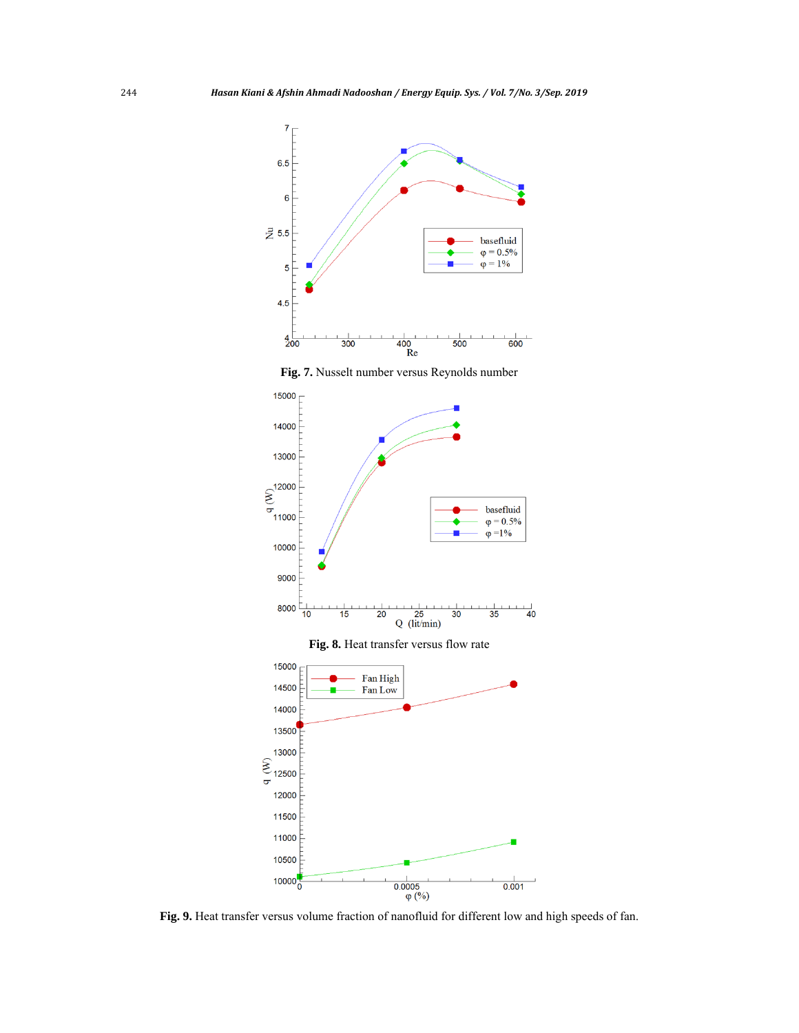**Fig. 7.** Nusselt number versus Reynolds number

**Fig. 8.** Heat transfer versus flow rate

**Fig. 9.** Heat transfer versus volume fraction of nanofluid for different low and high speeds of fan.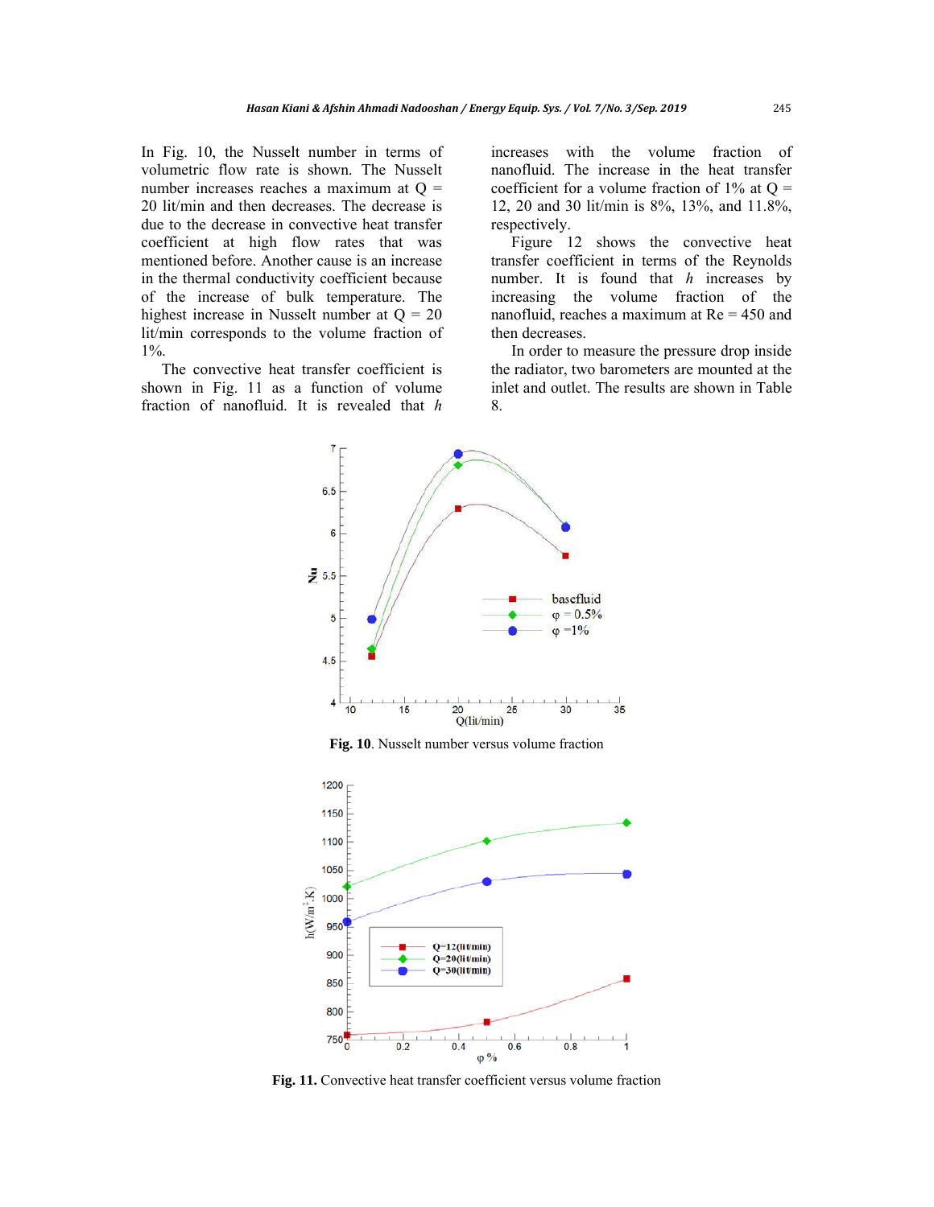In Fig. 10, the Nusselt number in terms of volumetric flow rate is shown. The Nusselt number increases reaches a maximum at Q = 20 lit/min and then decreases. The decrease is due to the decrease in convective heat transfer coefficient at high flow rates that was mentioned before. Another cause is an increase in the thermal conductivity coefficient because of the increase of bulk temperature. The highest increase in Nusselt number at Q = 20 lit/min corresponds to the volume fraction of 1%.

The convective heat transfer coefficient is shown in Fig. 11 as a function of volume fraction of nanofluid. It is revealed that $h$ increases with the volume fraction of nanofluid. The increase in the heat transfer coefficient for a volume fraction of 1% at Q = 12, 20 and 30 lit/min is 8%, 13%, and 11.8%, respectively.

Figure 12 shows the convective heat transfer coefficient in terms of the Reynolds number. It is found that $h$ increases by increasing the volume fraction of the nanofluid, reaches a maximum at Re = 450 and then decreases.

In order to measure the pressure drop inside the radiator, two barometers are mounted at the inlet and outlet. The results are shown in Table 8.

**Fig. 10**. Nusselt number versus volume fraction

**Fig. 11.** Convective heat transfer coefficient versus volume fraction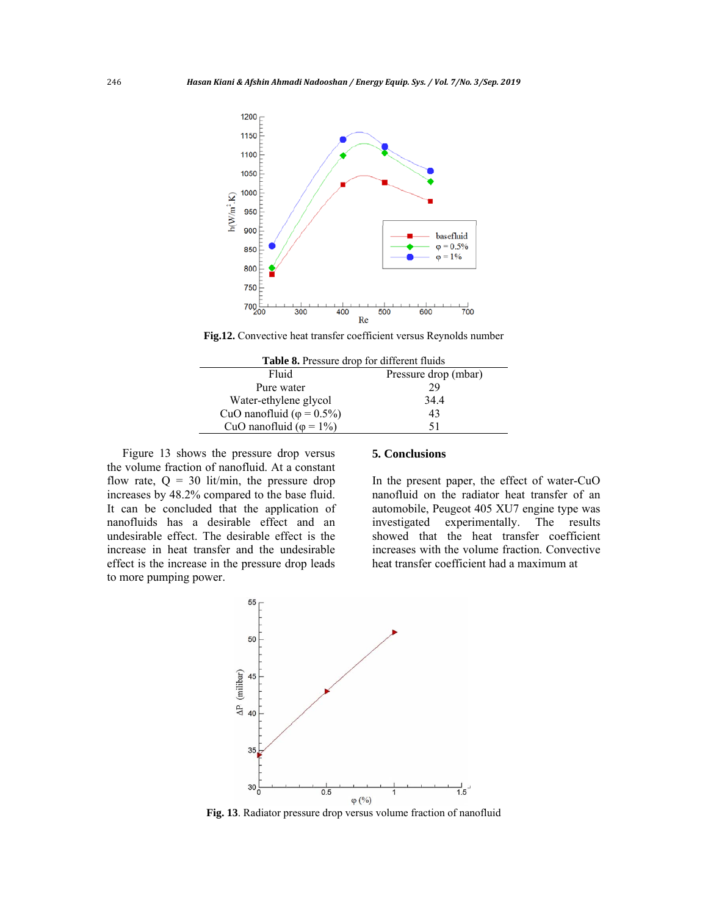Fig.12. Convective heat transfer coefficient versus Reynolds number

**Table 8.** Pressure drop for different fluids

| Fluid | Pressure drop (mbar) |
|---|---|
| Pure water | 29 |
| Water-ethylene glycol | 34.4 |
| CuO nanofluid (φ = 0.5%) | 43 |
| CuO nanofluid (φ = 1%) | 51 |

Figure 13 shows the pressure drop versus the volume fraction of nanofluid. At a constant flow rate, Q = 30 lit/min, the pressure drop increases by 48.2% compared to the base fluid. It can be concluded that the application of nanofluids has a desirable effect and an undesirable effect. The desirable effect is the increase in heat transfer and the undesirable effect is the increase in the pressure drop leads to more pumping power.

## 5. Conclusions

In the present paper, the effect of water-CuO nanofluid on the radiator heat transfer of an automobile, Peugeot 405 XU7 engine type was investigated experimentally. The results showed that the heat transfer coefficient increases with the volume fraction. Convective heat transfer coefficient had a maximum at

**Fig. 13**. Radiator pressure drop versus volume fraction of nanofluid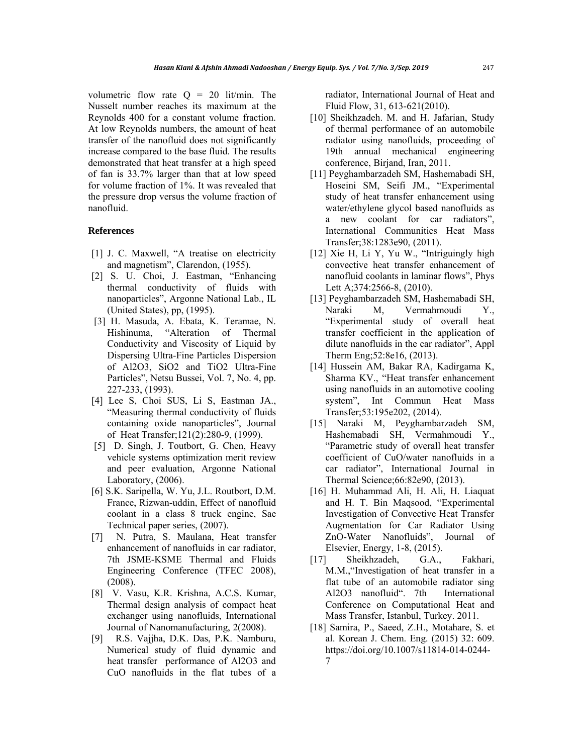volumetric flow rate Q = 20 lit/min. The Nusselt number reaches its maximum at the Reynolds 400 for a constant volume fraction. At low Reynolds numbers, the amount of heat transfer of the nanofluid does not significantly increase compared to the base fluid. The results demonstrated that heat transfer at a high speed of fan is 33.7% larger than that at low speed for volume fraction of 1%. It was revealed that the pressure drop versus the volume fraction of nanofluid.

## References

[1] J. C. Maxwell, "A treatise on electricity and magnetism", Clarendon, (1955).

[2] S. U. Choi, J. Eastman, "Enhancing thermal conductivity of fluids with nanoparticles", Argonne National Lab., IL (United States), pp, (1995).

[3] H. Masuda, A. Ebata, K. Teramae, N. Hishinuma, "Alteration of Thermal Conductivity and Viscosity of Liquid by Dispersing Ultra-Fine Particles Dispersion of Al2O3, SiO2 and TiO2 Ultra-Fine Particles", Netsu Bussei, Vol. 7, No. 4, pp. 227-233, (1993).

[4] Lee S, Choi SUS, Li S, Eastman JA., "Measuring thermal conductivity of fluids containing oxide nanoparticles", Journal of Heat Transfer;121(2):280-9, (1999).

[5] D. Singh, J. Toutbort, G. Chen, Heavy vehicle systems optimization merit review and peer evaluation, Argonne National Laboratory, (2006).

[6] S.K. Saripella, W. Yu, J.L. Routbort, D.M. France, Rizwan-uddin, Effect of nanofluid coolant in a class 8 truck engine, Sae Technical paper series, (2007).

[7] N. Putra, S. Maulana, Heat transfer enhancement of nanofluids in car radiator, 7th JSME-KSME Thermal and Fluids Engineering Conference (TFEC 2008), (2008).

[8] V. Vasu, K.R. Krishna, A.C.S. Kumar, Thermal design analysis of compact heat exchanger using nanofluids, International Journal of Nanomanufacturing, 2(2008).

[9] R.S. Vajjha, D.K. Das, P.K. Namburu, Numerical study of fluid dynamic and heat transfer performance of Al2O3 and CuO nanofluids in the flat tubes of a radiator, International Journal of Heat and Fluid Flow, 31, 613-621(2010).

[10] Sheikhzadeh. M. and H. Jafarian, Study of thermal performance of an automobile radiator using nanofluids, proceeding of 19th annual mechanical engineering conference, Birjand, Iran, 2011.

[11] Peyghambarzadeh SM, Hashemabadi SH, Hoseini SM, Seifi JM., "Experimental study of heat transfer enhancement using water/ethylene glycol based nanofluids as a new coolant for car radiators", International Communities Heat Mass Transfer;38:1283e90, (2011).

[12] Xie H, Li Y, Yu W., "Intriguingly high convective heat transfer enhancement of nanofluid coolants in laminar flows", Phys Lett A;374:2566-8, (2010).

[13] Peyghambarzadeh SM, Hashemabadi SH, Naraki M, Vermahmoudi Y., "Experimental study of overall heat transfer coefficient in the application of dilute nanofluids in the car radiator", Appl Therm Eng;52:8e16, (2013).

[14] Hussein AM, Bakar RA, Kadirgama K, Sharma KV., "Heat transfer enhancement using nanofluids in an automotive cooling system", Int Commun Heat Mass Transfer;53:195e202, (2014).

[15] Naraki M, Peyghambarzadeh SM, Hashemabadi SH, Vermahmoudi Y., "Parametric study of overall heat transfer coefficient of CuO/water nanofluids in a car radiator", International Journal in Thermal Science;66:82e90, (2013).

[16] H. Muhammad Ali, H. Ali, H. Liaquat and H. T. Bin Maqsood, "Experimental Investigation of Convective Heat Transfer Augmentation for Car Radiator Using ZnO-Water Nanofluids", Journal of Elsevier, Energy, 1-8, (2015).

[17] Sheikhzadeh, G.A., Fakhari, M.M.,"Investigation of heat transfer in a flat tube of an automobile radiator sing Al2O3 nanofluid". 7th International Conference on Computational Heat and Mass Transfer, Istanbul, Turkey. 2011.

[18] Samira, P., Saeed, Z.H., Motahare, S. et al. Korean J. Chem. Eng. (2015) 32: 609. https://doi.org/10.1007/s11814-014-0244-7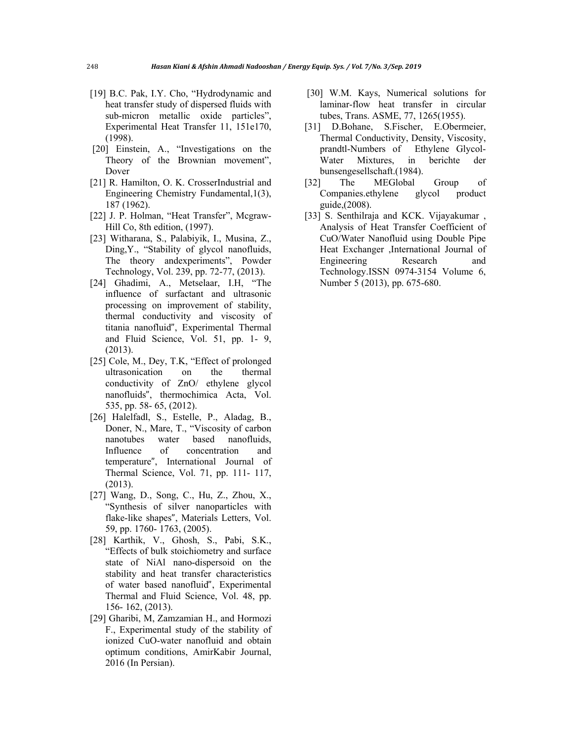[19] B.C. Pak, I.Y. Cho, "Hydrodynamic and heat transfer study of dispersed fluids with sub-micron metallic oxide particles", Experimental Heat Transfer 11, 151e170, (1998).

[20] Einstein, A., "Investigations on the Theory of the Brownian movement", Dover

[21] R. Hamilton, O. K. CrosserIndustrial and Engineering Chemistry Fundamental,1(3), 187 (1962).

[22] J. P. Holman, "Heat Transfer", Mcgraw-Hill Co, 8th edition, (1997).

[23] Witharana, S., Palabiyik, I., Musina, Z., Ding,Y., "Stability of glycol nanofluids, The theory andexperiments", Powder Technology, Vol. 239, pp. 72-77, (2013).

[24] Ghadimi, A., Metselaar, I.H, "The influence of surfactant and ultrasonic processing on improvement of stability, thermal conductivity and viscosity of titania nanofluid", Experimental Thermal and Fluid Science, Vol. 51, pp. 1- 9, (2013).

[25] Cole, M., Dey, T.K, "Effect of prolonged ultrasonication on the thermal conductivity of ZnO/ ethylene glycol nanofluids", thermochimica Acta, Vol. 535, pp. 58- 65, (2012).

[26] Halelfadl, S., Estelle, P., Aladag, B., Doner, N., Mare, T., "Viscosity of carbon nanotubes water based nanofluids, Influence of concentration and temperature", International Journal of Thermal Science, Vol. 71, pp. 111- 117, (2013).

[27] Wang, D., Song, C., Hu, Z., Zhou, X., "Synthesis of silver nanoparticles with flake-like shapes", Materials Letters, Vol. 59, pp. 1760- 1763, (2005).

[28] Karthik, V., Ghosh, S., Pabi, S.K., "Effects of bulk stoichiometry and surface state of NiAl nano-dispersoid on the stability and heat transfer characteristics of water based nanofluid", Experimental Thermal and Fluid Science, Vol. 48, pp. 156- 162, (2013).

[29] Gharibi, M, Zamzamian H., and Hormozi F., Experimental study of the stability of ionized CuO-water nanofluid and obtain optimum conditions, AmirKabir Journal, 2016 (In Persian).

[30] W.M. Kays, Numerical solutions for laminar-flow heat transfer in circular tubes, Trans. ASME, 77, 1265(1955).

[31] D.Bohane, S.Fischer, E.Obermeier, Thermal Conductivity, Density, Viscosity, prandtl-Numbers of Ethylene Glycol-Water Mixtures, in berichte der bunsengesellschaft.(1984).

[32] The MEGlobal Group of Companies.ethylene glycol product guide,(2008).

[33] S. Senthilraja and KCK. Vijayakumar , Analysis of Heat Transfer Coefficient of CuO/Water Nanofluid using Double Pipe Heat Exchanger ,International Journal of Engineering Research and Technology.ISSN 0974-3154 Volume 6, Number 5 (2013), pp. 675-680.